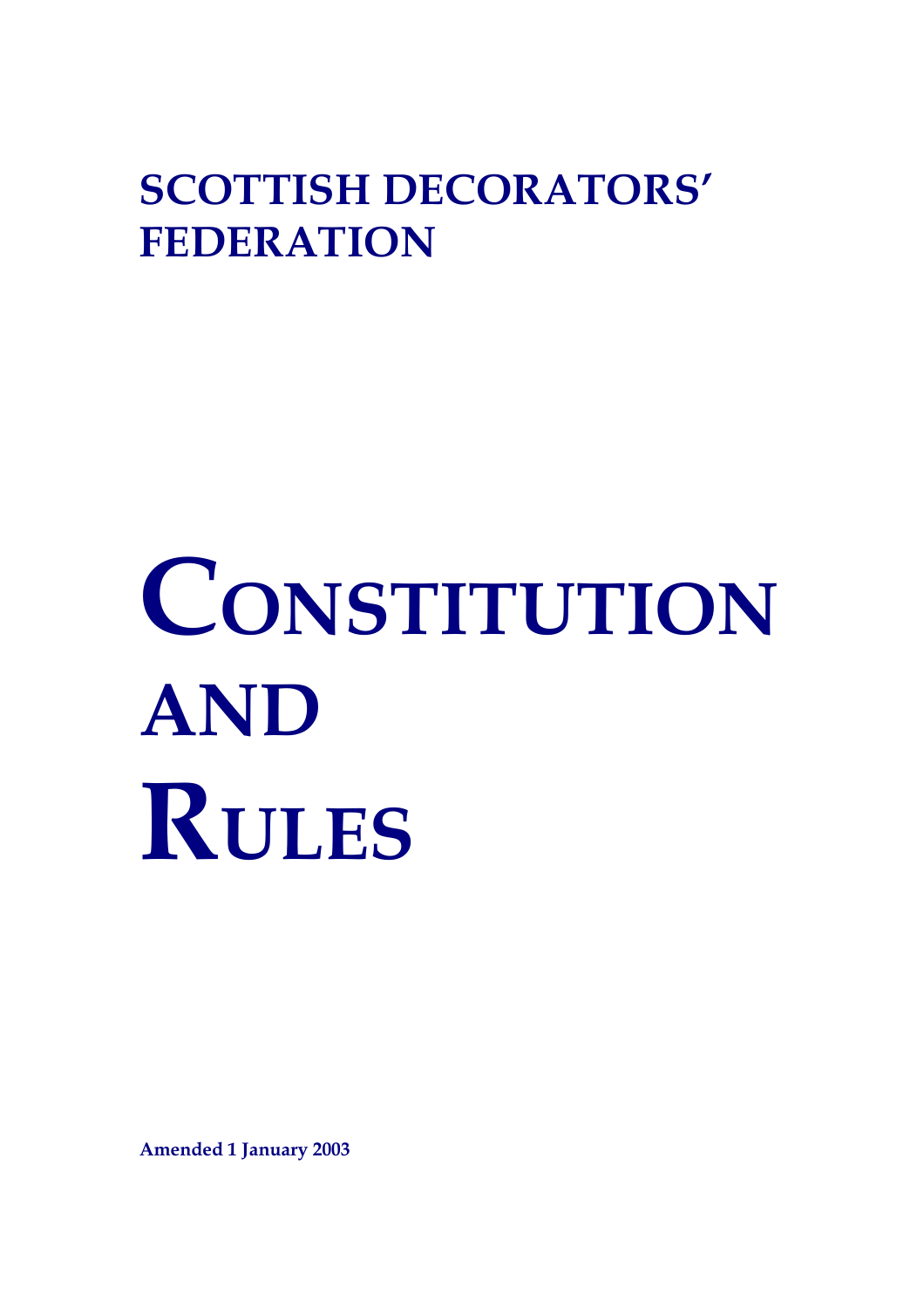# SCOTTISH DECORATORS' FEDERATION

# CONSTITUTION AND RULES

**Amended 1 January 2003**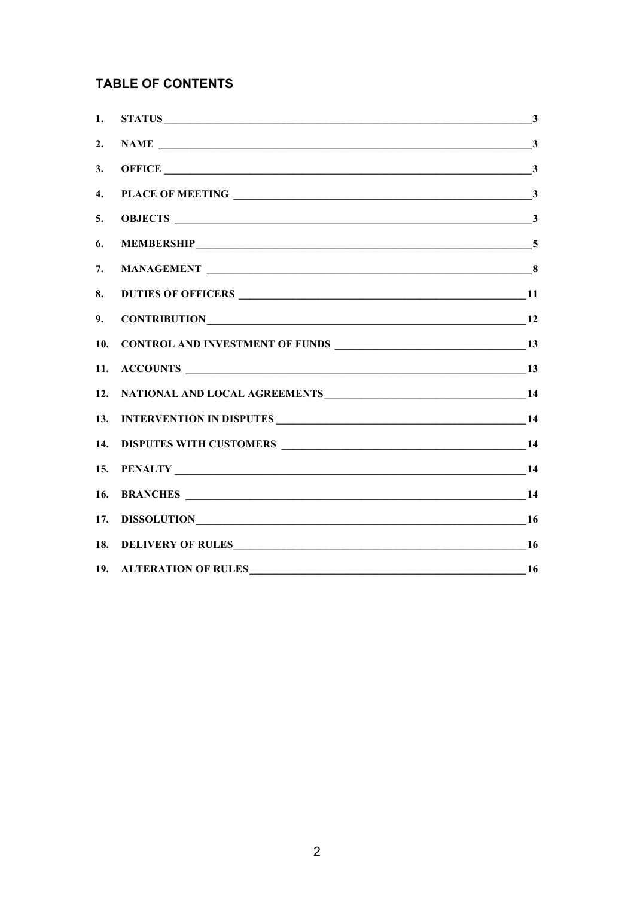## TABLE OF CONTENTS

1. STATUS ____ 3
2. NAME ____ 3
3. OFFICE ____ 3
4. PLACE OF MEETING ____ 3
5. OBJECTS ____ 3
6. MEMBERSHIP ____ 5
7. MANAGEMENT ____ 8
8. DUTIES OF OFFICERS ____ 11
9. CONTRIBUTION ____ 12
10. CONTROL AND INVESTMENT OF FUNDS ____ 13
11. ACCOUNTS ____ 13
12. NATIONAL AND LOCAL AGREEMENTS ____ 14
13. INTERVENTION IN DISPUTES ____ 14
14. DISPUTES WITH CUSTOMERS ____ 14
15. PENALTY ____ 14
16. BRANCHES ____ 14
17. DISSOLUTION ____ 16
18. DELIVERY OF RULES ____ 16
19. ALTERATION OF RULES ____ 16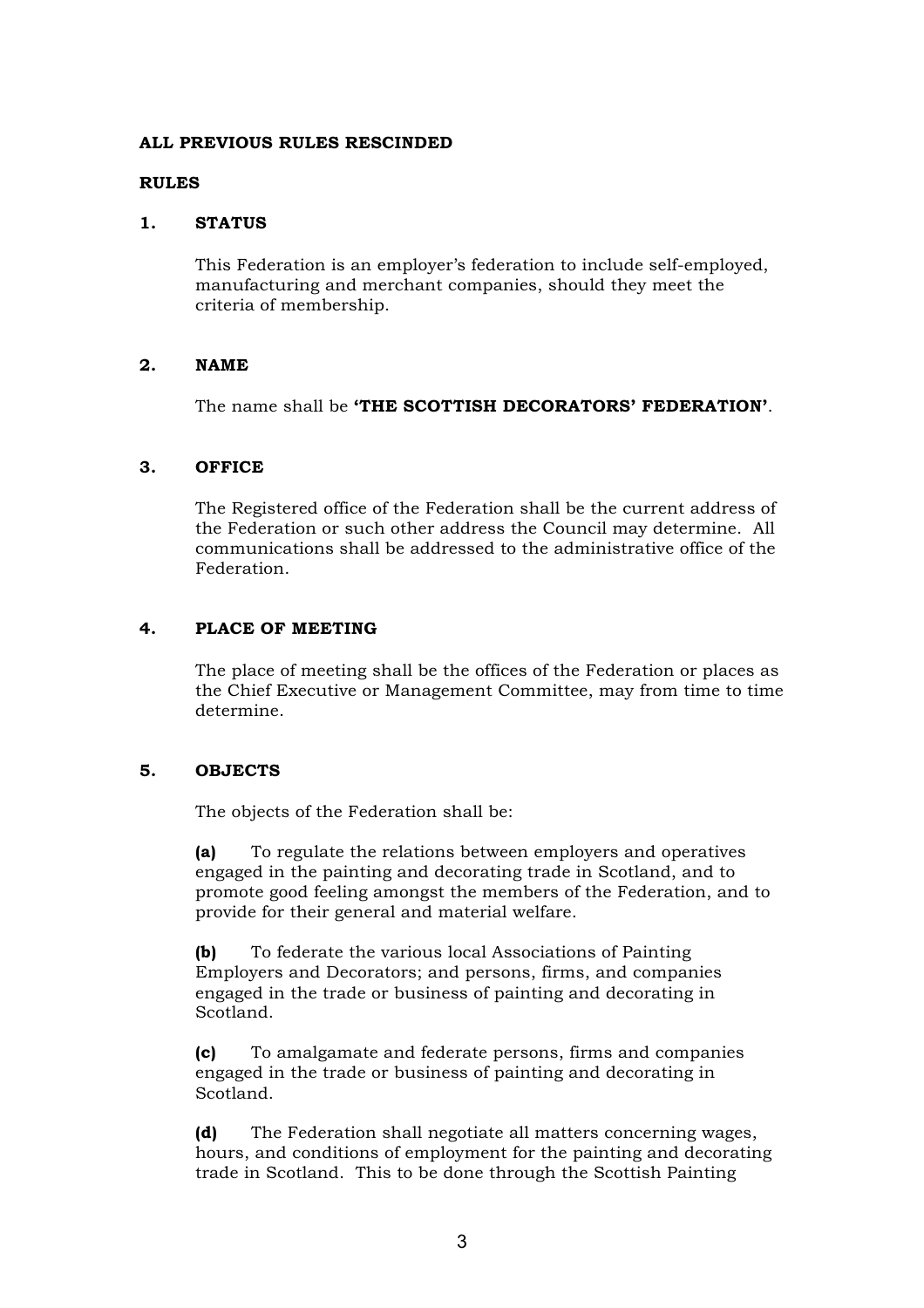**ALL PREVIOUS RULES RESCINDED**

**RULES**

## 1. STATUS

This Federation is an employer's federation to include self-employed, manufacturing and merchant companies, should they meet the criteria of membership.

## 2. NAME

The name shall be **'THE SCOTTISH DECORATORS' FEDERATION'**.

## 3. OFFICE

The Registered office of the Federation shall be the current address of the Federation or such other address the Council may determine. All communications shall be addressed to the administrative office of the Federation.

## 4. PLACE OF MEETING

The place of meeting shall be the offices of the Federation or places as the Chief Executive or Management Committee, may from time to time determine.

## 5. OBJECTS

The objects of the Federation shall be:

**(a)** To regulate the relations between employers and operatives engaged in the painting and decorating trade in Scotland, and to promote good feeling amongst the members of the Federation, and to provide for their general and material welfare.

**(b)** To federate the various local Associations of Painting Employers and Decorators; and persons, firms, and companies engaged in the trade or business of painting and decorating in Scotland.

**(c)** To amalgamate and federate persons, firms and companies engaged in the trade or business of painting and decorating in Scotland.

**(d)** The Federation shall negotiate all matters concerning wages, hours, and conditions of employment for the painting and decorating trade in Scotland. This to be done through the Scottish Painting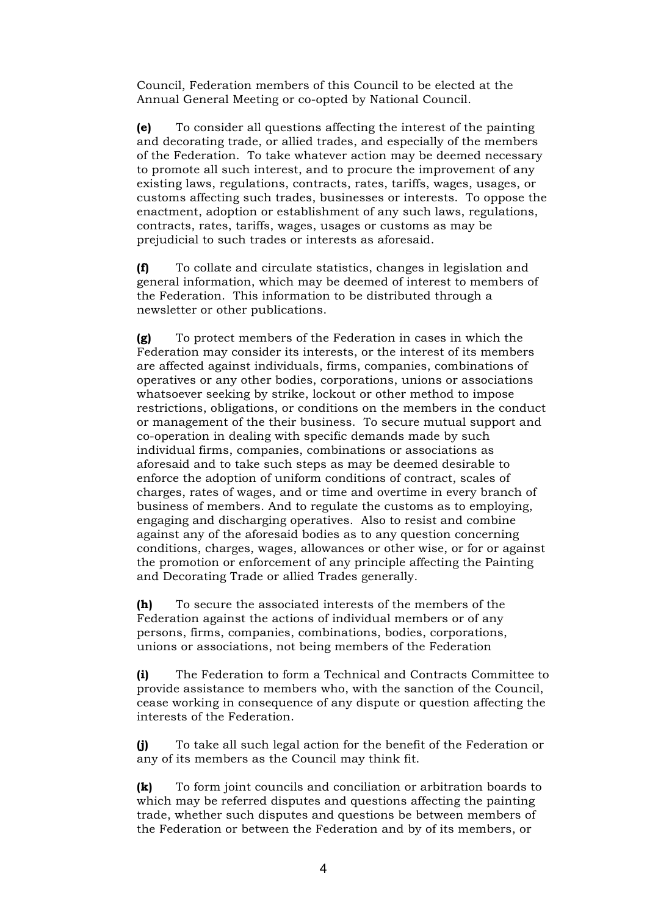Council, Federation members of this Council to be elected at the Annual General Meeting or co-opted by National Council.

**(e)** To consider all questions affecting the interest of the painting and decorating trade, or allied trades, and especially of the members of the Federation. To take whatever action may be deemed necessary to promote all such interest, and to procure the improvement of any existing laws, regulations, contracts, rates, tariffs, wages, usages, or customs affecting such trades, businesses or interests. To oppose the enactment, adoption or establishment of any such laws, regulations, contracts, rates, tariffs, wages, usages or customs as may be prejudicial to such trades or interests as aforesaid.

**(f)** To collate and circulate statistics, changes in legislation and general information, which may be deemed of interest to members of the Federation. This information to be distributed through a newsletter or other publications.

**(g)** To protect members of the Federation in cases in which the Federation may consider its interests, or the interest of its members are affected against individuals, firms, companies, combinations of operatives or any other bodies, corporations, unions or associations whatsoever seeking by strike, lockout or other method to impose restrictions, obligations, or conditions on the members in the conduct or management of the their business. To secure mutual support and co-operation in dealing with specific demands made by such individual firms, companies, combinations or associations as aforesaid and to take such steps as may be deemed desirable to enforce the adoption of uniform conditions of contract, scales of charges, rates of wages, and or time and overtime in every branch of business of members. And to regulate the customs as to employing, engaging and discharging operatives. Also to resist and combine against any of the aforesaid bodies as to any question concerning conditions, charges, wages, allowances or other wise, or for or against the promotion or enforcement of any principle affecting the Painting and Decorating Trade or allied Trades generally.

**(h)** To secure the associated interests of the members of the Federation against the actions of individual members or of any persons, firms, companies, combinations, bodies, corporations, unions or associations, not being members of the Federation

**(i)** The Federation to form a Technical and Contracts Committee to provide assistance to members who, with the sanction of the Council, cease working in consequence of any dispute or question affecting the interests of the Federation.

**(j)** To take all such legal action for the benefit of the Federation or any of its members as the Council may think fit.

**(k)** To form joint councils and conciliation or arbitration boards to which may be referred disputes and questions affecting the painting trade, whether such disputes and questions be between members of the Federation or between the Federation and by of its members, or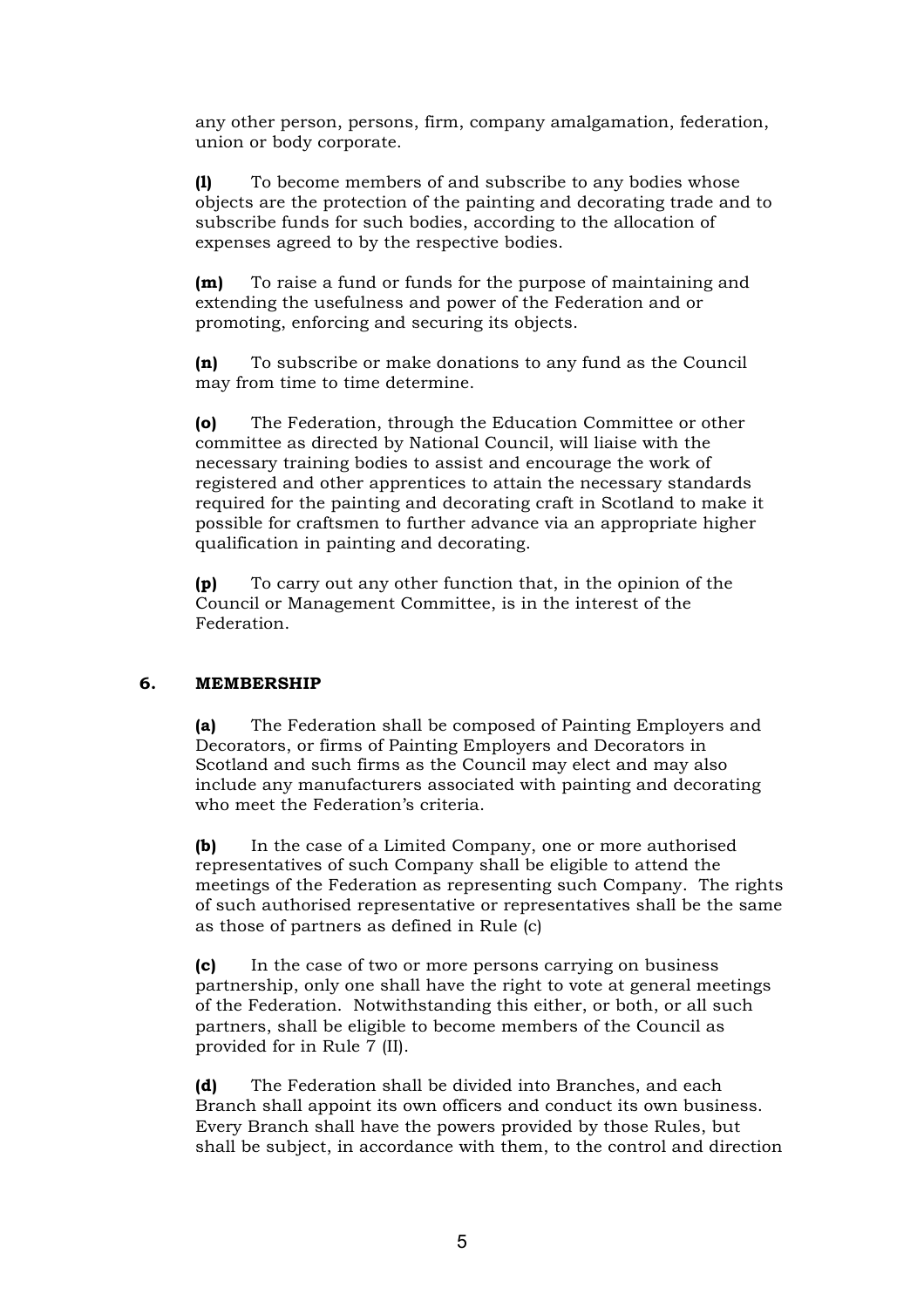any other person, persons, firm, company amalgamation, federation, union or body corporate.

**(l)** To become members of and subscribe to any bodies whose objects are the protection of the painting and decorating trade and to subscribe funds for such bodies, according to the allocation of expenses agreed to by the respective bodies.

**(m)** To raise a fund or funds for the purpose of maintaining and extending the usefulness and power of the Federation and or promoting, enforcing and securing its objects.

**(n)** To subscribe or make donations to any fund as the Council may from time to time determine.

**(o)** The Federation, through the Education Committee or other committee as directed by National Council, will liaise with the necessary training bodies to assist and encourage the work of registered and other apprentices to attain the necessary standards required for the painting and decorating craft in Scotland to make it possible for craftsmen to further advance via an appropriate higher qualification in painting and decorating.

**(p)** To carry out any other function that, in the opinion of the Council or Management Committee, is in the interest of the Federation.

## 6. MEMBERSHIP

**(a)** The Federation shall be composed of Painting Employers and Decorators, or firms of Painting Employers and Decorators in Scotland and such firms as the Council may elect and may also include any manufacturers associated with painting and decorating who meet the Federation's criteria.

**(b)** In the case of a Limited Company, one or more authorised representatives of such Company shall be eligible to attend the meetings of the Federation as representing such Company. The rights of such authorised representative or representatives shall be the same as those of partners as defined in Rule (c)

**(c)** In the case of two or more persons carrying on business partnership, only one shall have the right to vote at general meetings of the Federation. Notwithstanding this either, or both, or all such partners, shall be eligible to become members of the Council as provided for in Rule 7 (II).

**(d)** The Federation shall be divided into Branches, and each Branch shall appoint its own officers and conduct its own business. Every Branch shall have the powers provided by those Rules, but shall be subject, in accordance with them, to the control and direction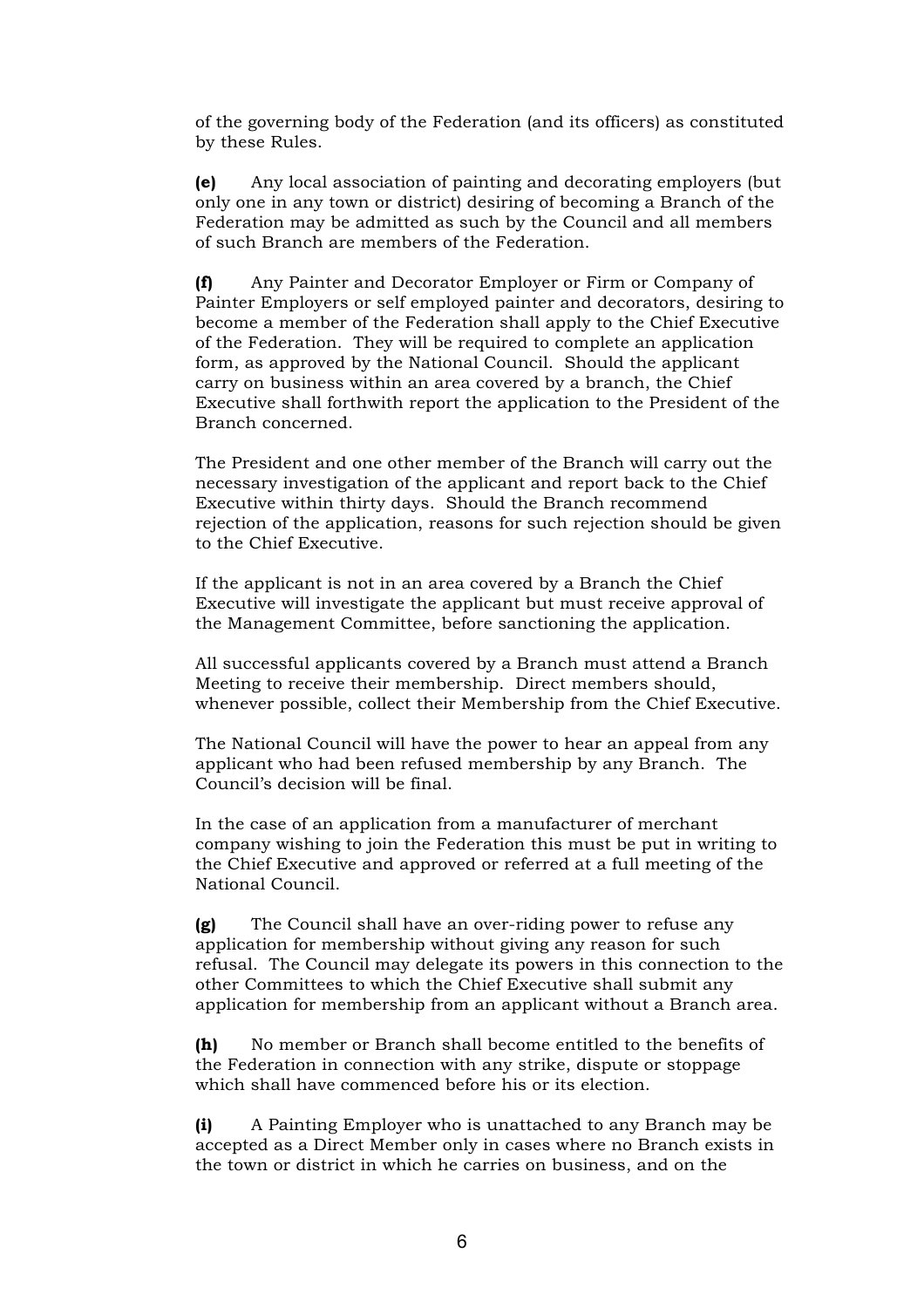of the governing body of the Federation (and its officers) as constituted by these Rules.

**(e)** Any local association of painting and decorating employers (but only one in any town or district) desiring of becoming a Branch of the Federation may be admitted as such by the Council and all members of such Branch are members of the Federation.

**(f)** Any Painter and Decorator Employer or Firm or Company of Painter Employers or self employed painter and decorators, desiring to become a member of the Federation shall apply to the Chief Executive of the Federation. They will be required to complete an application form, as approved by the National Council. Should the applicant carry on business within an area covered by a branch, the Chief Executive shall forthwith report the application to the President of the Branch concerned.

The President and one other member of the Branch will carry out the necessary investigation of the applicant and report back to the Chief Executive within thirty days. Should the Branch recommend rejection of the application, reasons for such rejection should be given to the Chief Executive.

If the applicant is not in an area covered by a Branch the Chief Executive will investigate the applicant but must receive approval of the Management Committee, before sanctioning the application.

All successful applicants covered by a Branch must attend a Branch Meeting to receive their membership. Direct members should, whenever possible, collect their Membership from the Chief Executive.

The National Council will have the power to hear an appeal from any applicant who had been refused membership by any Branch. The Council's decision will be final.

In the case of an application from a manufacturer of merchant company wishing to join the Federation this must be put in writing to the Chief Executive and approved or referred at a full meeting of the National Council.

**(g)** The Council shall have an over-riding power to refuse any application for membership without giving any reason for such refusal. The Council may delegate its powers in this connection to the other Committees to which the Chief Executive shall submit any application for membership from an applicant without a Branch area.

**(h)** No member or Branch shall become entitled to the benefits of the Federation in connection with any strike, dispute or stoppage which shall have commenced before his or its election.

**(i)** A Painting Employer who is unattached to any Branch may be accepted as a Direct Member only in cases where no Branch exists in the town or district in which he carries on business, and on the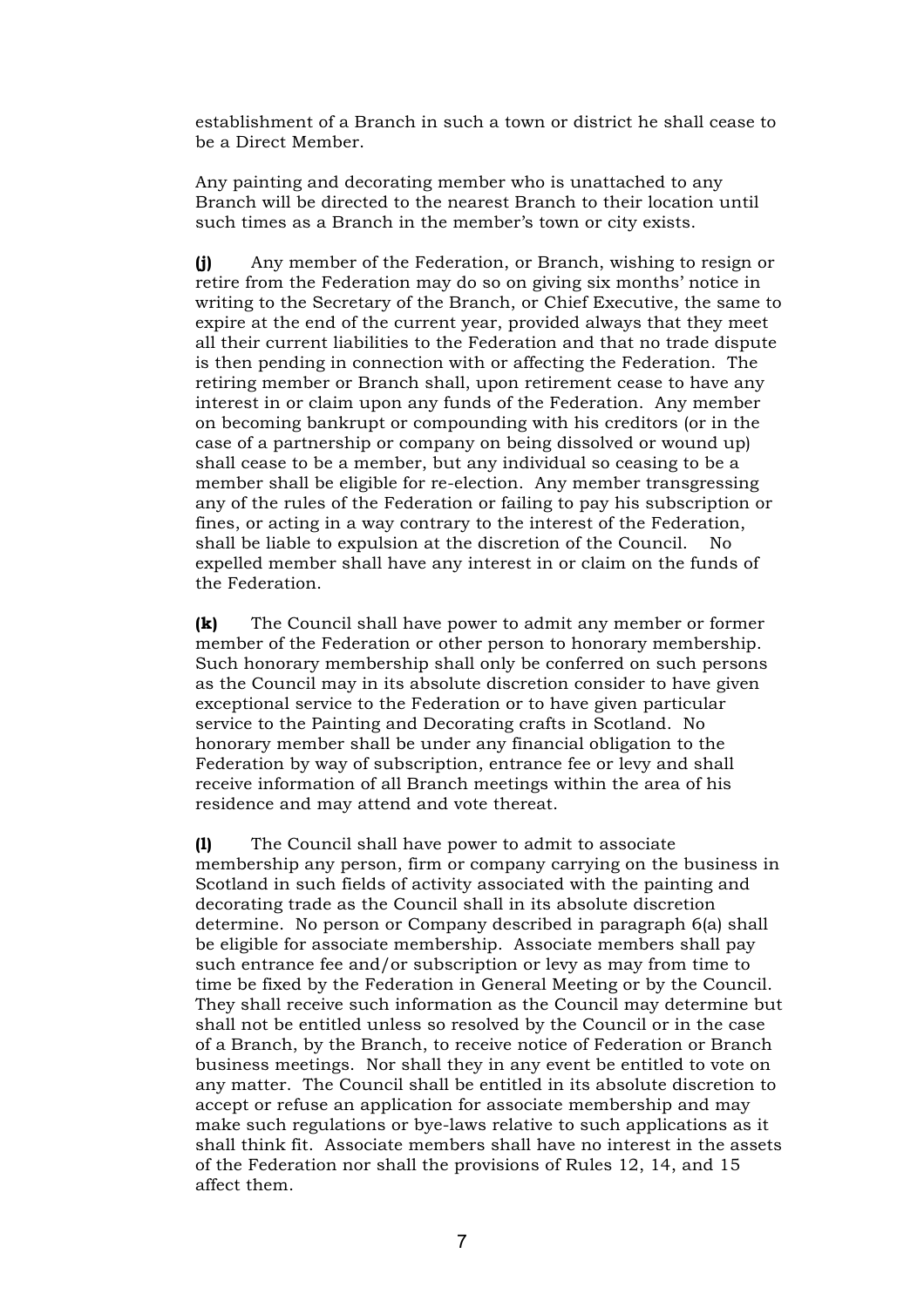establishment of a Branch in such a town or district he shall cease to be a Direct Member.

Any painting and decorating member who is unattached to any Branch will be directed to the nearest Branch to their location until such times as a Branch in the member's town or city exists.

**(j)** Any member of the Federation, or Branch, wishing to resign or retire from the Federation may do so on giving six months' notice in writing to the Secretary of the Branch, or Chief Executive, the same to expire at the end of the current year, provided always that they meet all their current liabilities to the Federation and that no trade dispute is then pending in connection with or affecting the Federation. The retiring member or Branch shall, upon retirement cease to have any interest in or claim upon any funds of the Federation. Any member on becoming bankrupt or compounding with his creditors (or in the case of a partnership or company on being dissolved or wound up) shall cease to be a member, but any individual so ceasing to be a member shall be eligible for re-election. Any member transgressing any of the rules of the Federation or failing to pay his subscription or fines, or acting in a way contrary to the interest of the Federation, shall be liable to expulsion at the discretion of the Council. No expelled member shall have any interest in or claim on the funds of the Federation.

**(k)** The Council shall have power to admit any member or former member of the Federation or other person to honorary membership. Such honorary membership shall only be conferred on such persons as the Council may in its absolute discretion consider to have given exceptional service to the Federation or to have given particular service to the Painting and Decorating crafts in Scotland. No honorary member shall be under any financial obligation to the Federation by way of subscription, entrance fee or levy and shall receive information of all Branch meetings within the area of his residence and may attend and vote thereat.

**(l)** The Council shall have power to admit to associate membership any person, firm or company carrying on the business in Scotland in such fields of activity associated with the painting and decorating trade as the Council shall in its absolute discretion determine. No person or Company described in paragraph 6(a) shall be eligible for associate membership. Associate members shall pay such entrance fee and/or subscription or levy as may from time to time be fixed by the Federation in General Meeting or by the Council. They shall receive such information as the Council may determine but shall not be entitled unless so resolved by the Council or in the case of a Branch, by the Branch, to receive notice of Federation or Branch business meetings. Nor shall they in any event be entitled to vote on any matter. The Council shall be entitled in its absolute discretion to accept or refuse an application for associate membership and may make such regulations or bye-laws relative to such applications as it shall think fit. Associate members shall have no interest in the assets of the Federation nor shall the provisions of Rules 12, 14, and 15 affect them.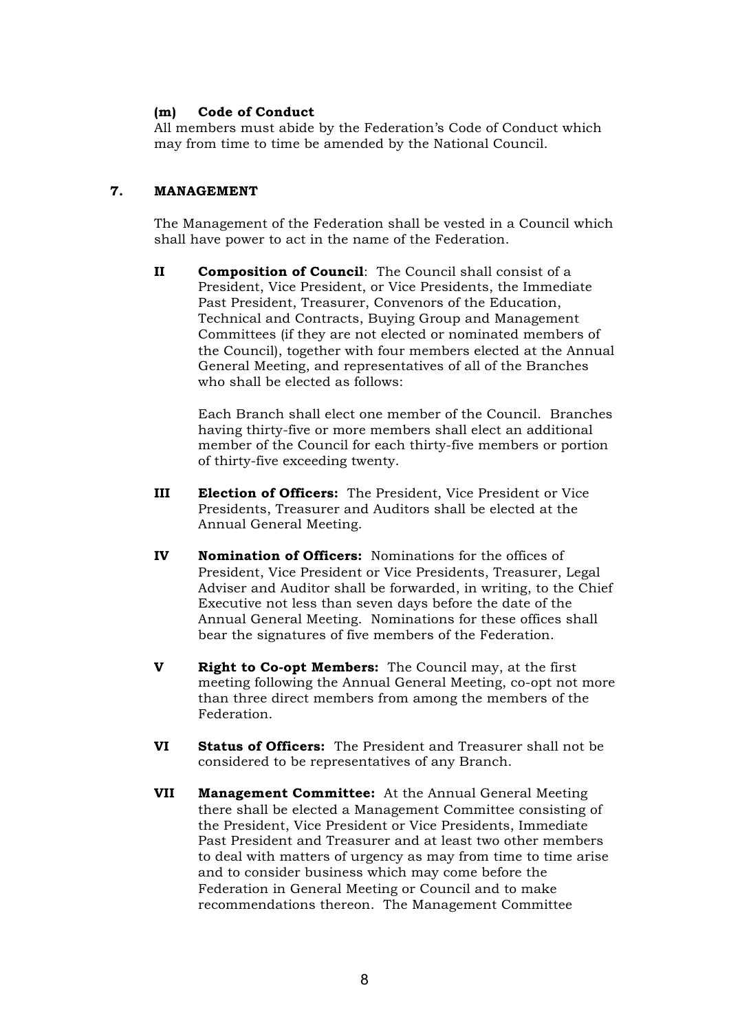**(m) Code of Conduct**
All members must abide by the Federation's Code of Conduct which may from time to time be amended by the National Council.

## 7. MANAGEMENT

The Management of the Federation shall be vested in a Council which shall have power to act in the name of the Federation.

**II** **Composition of Council**: The Council shall consist of a President, Vice President, or Vice Presidents, the Immediate Past President, Treasurer, Convenors of the Education, Technical and Contracts, Buying Group and Management Committees (if they are not elected or nominated members of the Council), together with four members elected at the Annual General Meeting, and representatives of all of the Branches who shall be elected as follows:

Each Branch shall elect one member of the Council. Branches having thirty-five or more members shall elect an additional member of the Council for each thirty-five members or portion of thirty-five exceeding twenty.

**III** **Election of Officers:** The President, Vice President or Vice Presidents, Treasurer and Auditors shall be elected at the Annual General Meeting.

**IV** **Nomination of Officers:** Nominations for the offices of President, Vice President or Vice Presidents, Treasurer, Legal Adviser and Auditor shall be forwarded, in writing, to the Chief Executive not less than seven days before the date of the Annual General Meeting. Nominations for these offices shall bear the signatures of five members of the Federation.

**V** **Right to Co-opt Members:** The Council may, at the first meeting following the Annual General Meeting, co-opt not more than three direct members from among the members of the Federation.

**VI** **Status of Officers:** The President and Treasurer shall not be considered to be representatives of any Branch.

**VII** **Management Committee:** At the Annual General Meeting there shall be elected a Management Committee consisting of the President, Vice President or Vice Presidents, Immediate Past President and Treasurer and at least two other members to deal with matters of urgency as may from time to time arise and to consider business which may come before the Federation in General Meeting or Council and to make recommendations thereon. The Management Committee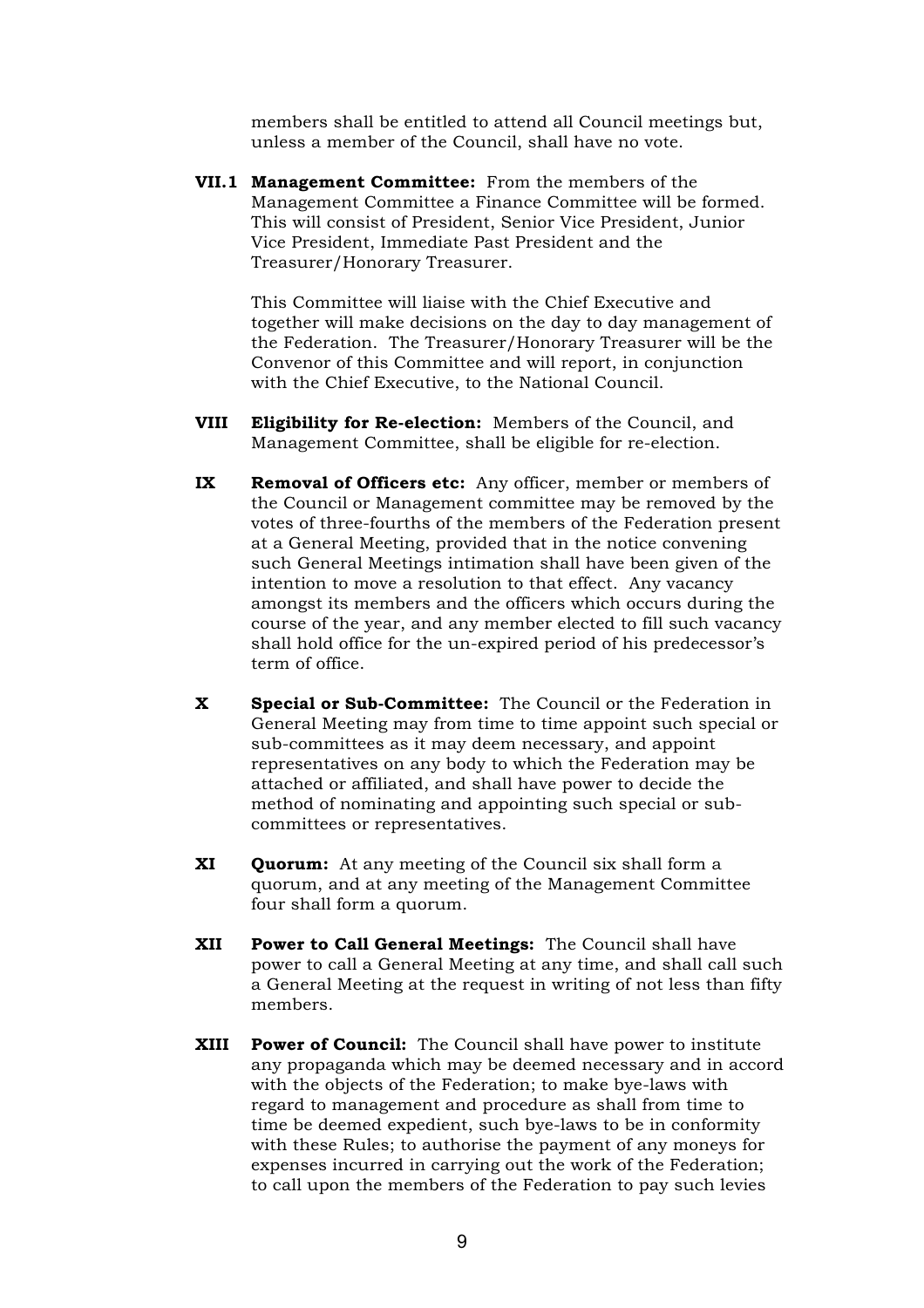members shall be entitled to attend all Council meetings but, unless a member of the Council, shall have no vote.

**VII.1 Management Committee:** From the members of the Management Committee a Finance Committee will be formed. This will consist of President, Senior Vice President, Junior Vice President, Immediate Past President and the Treasurer/Honorary Treasurer.

This Committee will liaise with the Chief Executive and together will make decisions on the day to day management of the Federation. The Treasurer/Honorary Treasurer will be the Convenor of this Committee and will report, in conjunction with the Chief Executive, to the National Council.

**VIII Eligibility for Re-election:** Members of the Council, and Management Committee, shall be eligible for re-election.

**IX Removal of Officers etc:** Any officer, member or members of the Council or Management committee may be removed by the votes of three-fourths of the members of the Federation present at a General Meeting, provided that in the notice convening such General Meetings intimation shall have been given of the intention to move a resolution to that effect. Any vacancy amongst its members and the officers which occurs during the course of the year, and any member elected to fill such vacancy shall hold office for the un-expired period of his predecessor's term of office.

**X Special or Sub-Committee:** The Council or the Federation in General Meeting may from time to time appoint such special or sub-committees as it may deem necessary, and appoint representatives on any body to which the Federation may be attached or affiliated, and shall have power to decide the method of nominating and appointing such special or sub-committees or representatives.

**XI Quorum:** At any meeting of the Council six shall form a quorum, and at any meeting of the Management Committee four shall form a quorum.

**XII Power to Call General Meetings:** The Council shall have power to call a General Meeting at any time, and shall call such a General Meeting at the request in writing of not less than fifty members.

**XIII Power of Council:** The Council shall have power to institute any propaganda which may be deemed necessary and in accord with the objects of the Federation; to make bye-laws with regard to management and procedure as shall from time to time be deemed expedient, such bye-laws to be in conformity with these Rules; to authorise the payment of any moneys for expenses incurred in carrying out the work of the Federation; to call upon the members of the Federation to pay such levies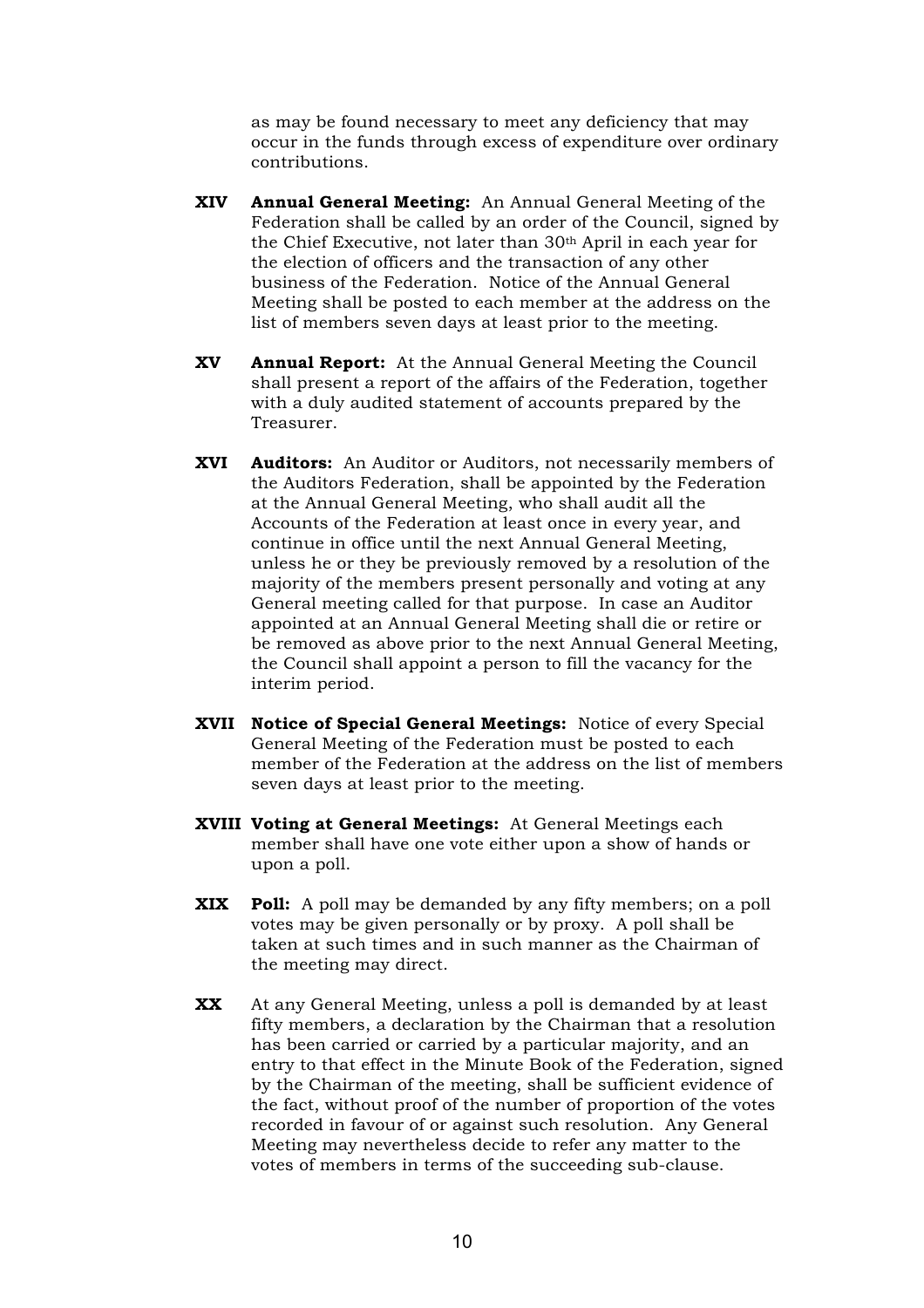as may be found necessary to meet any deficiency that may occur in the funds through excess of expenditure over ordinary contributions.

**XIV** **Annual General Meeting:** An Annual General Meeting of the Federation shall be called by an order of the Council, signed by the Chief Executive, not later than 30th April in each year for the election of officers and the transaction of any other business of the Federation. Notice of the Annual General Meeting shall be posted to each member at the address on the list of members seven days at least prior to the meeting.

**XV** **Annual Report:** At the Annual General Meeting the Council shall present a report of the affairs of the Federation, together with a duly audited statement of accounts prepared by the Treasurer.

**XVI** **Auditors:** An Auditor or Auditors, not necessarily members of the Auditors Federation, shall be appointed by the Federation at the Annual General Meeting, who shall audit all the Accounts of the Federation at least once in every year, and continue in office until the next Annual General Meeting, unless he or they be previously removed by a resolution of the majority of the members present personally and voting at any General meeting called for that purpose. In case an Auditor appointed at an Annual General Meeting shall die or retire or be removed as above prior to the next Annual General Meeting, the Council shall appoint a person to fill the vacancy for the interim period.

**XVII** **Notice of Special General Meetings:** Notice of every Special General Meeting of the Federation must be posted to each member of the Federation at the address on the list of members seven days at least prior to the meeting.

**XVIII** **Voting at General Meetings:** At General Meetings each member shall have one vote either upon a show of hands or upon a poll.

**XIX** **Poll:** A poll may be demanded by any fifty members; on a poll votes may be given personally or by proxy. A poll shall be taken at such times and in such manner as the Chairman of the meeting may direct.

**XX** At any General Meeting, unless a poll is demanded by at least fifty members, a declaration by the Chairman that a resolution has been carried or carried by a particular majority, and an entry to that effect in the Minute Book of the Federation, signed by the Chairman of the meeting, shall be sufficient evidence of the fact, without proof of the number of proportion of the votes recorded in favour of or against such resolution. Any General Meeting may nevertheless decide to refer any matter to the votes of members in terms of the succeeding sub-clause.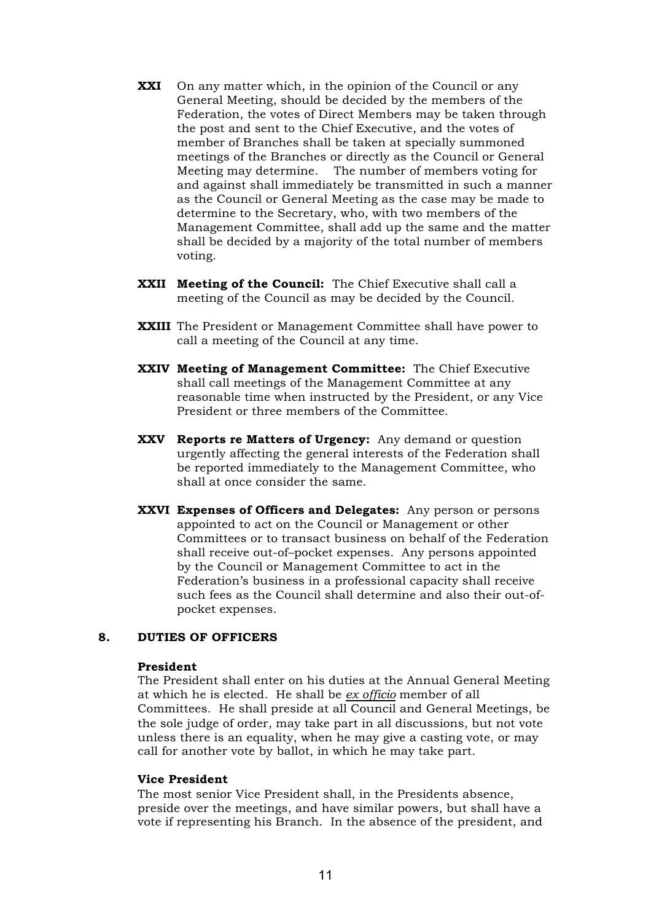**XXI** On any matter which, in the opinion of the Council or any General Meeting, should be decided by the members of the Federation, the votes of Direct Members may be taken through the post and sent to the Chief Executive, and the votes of member of Branches shall be taken at specially summoned meetings of the Branches or directly as the Council or General Meeting may determine. The number of members voting for and against shall immediately be transmitted in such a manner as the Council or General Meeting as the case may be made to determine to the Secretary, who, with two members of the Management Committee, shall add up the same and the matter shall be decided by a majority of the total number of members voting.

**XXII** **Meeting of the Council:** The Chief Executive shall call a meeting of the Council as may be decided by the Council.

**XXIII** The President or Management Committee shall have power to call a meeting of the Council at any time.

**XXIV** **Meeting of Management Committee:** The Chief Executive shall call meetings of the Management Committee at any reasonable time when instructed by the President, or any Vice President or three members of the Committee.

**XXV** **Reports re Matters of Urgency:** Any demand or question urgently affecting the general interests of the Federation shall be reported immediately to the Management Committee, who shall at once consider the same.

**XXVI** **Expenses of Officers and Delegates:** Any person or persons appointed to act on the Council or Management or other Committees or to transact business on behalf of the Federation shall receive out-of–pocket expenses. Any persons appointed by the Council or Management Committee to act in the Federation's business in a professional capacity shall receive such fees as the Council shall determine and also their out-of-pocket expenses.

## 8. DUTIES OF OFFICERS

**President**

The President shall enter on his duties at the Annual General Meeting at which he is elected. He shall be *ex officio* member of all Committees. He shall preside at all Council and General Meetings, be the sole judge of order, may take part in all discussions, but not vote unless there is an equality, when he may give a casting vote, or may call for another vote by ballot, in which he may take part.

**Vice President**

The most senior Vice President shall, in the Presidents absence, preside over the meetings, and have similar powers, but shall have a vote if representing his Branch. In the absence of the president, and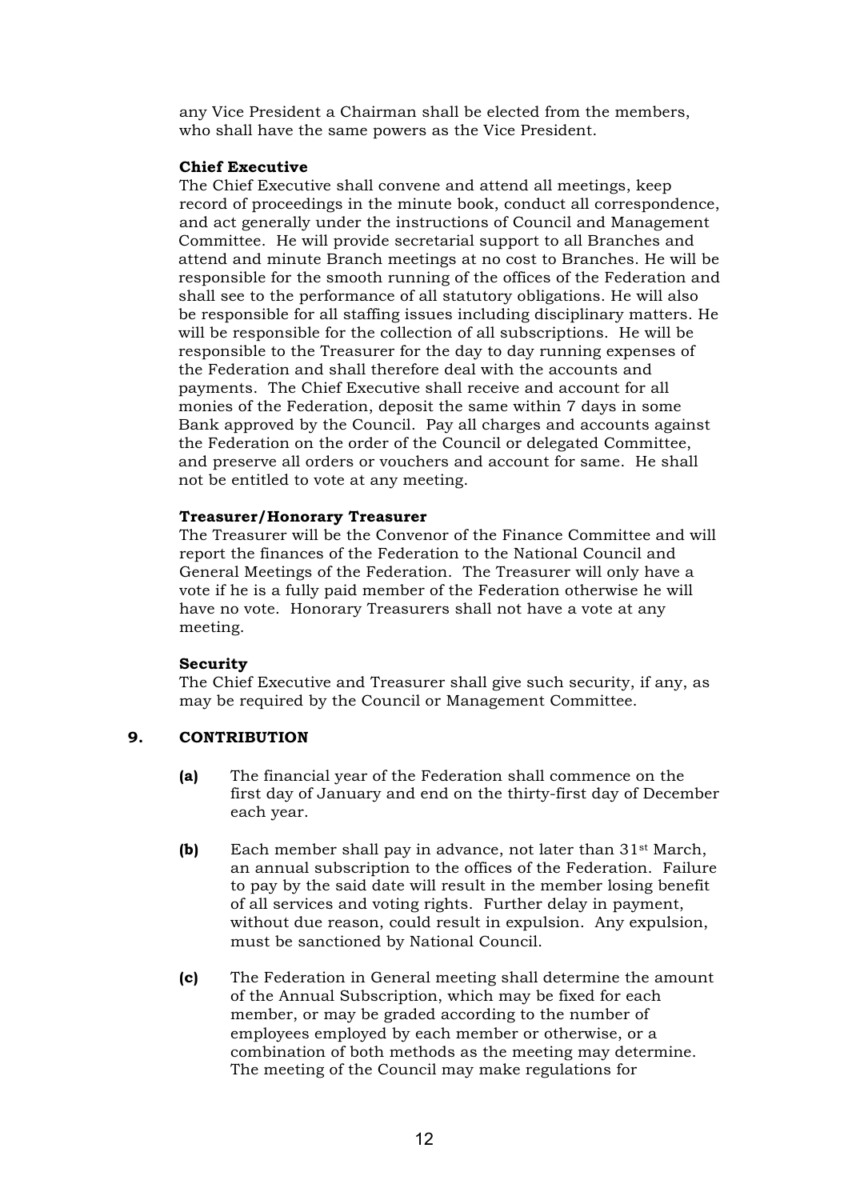any Vice President a Chairman shall be elected from the members, who shall have the same powers as the Vice President.

**Chief Executive**

The Chief Executive shall convene and attend all meetings, keep record of proceedings in the minute book, conduct all correspondence, and act generally under the instructions of Council and Management Committee. He will provide secretarial support to all Branches and attend and minute Branch meetings at no cost to Branches. He will be responsible for the smooth running of the offices of the Federation and shall see to the performance of all statutory obligations. He will also be responsible for all staffing issues including disciplinary matters. He will be responsible for the collection of all subscriptions. He will be responsible to the Treasurer for the day to day running expenses of the Federation and shall therefore deal with the accounts and payments. The Chief Executive shall receive and account for all monies of the Federation, deposit the same within 7 days in some Bank approved by the Council. Pay all charges and accounts against the Federation on the order of the Council or delegated Committee, and preserve all orders or vouchers and account for same. He shall not be entitled to vote at any meeting.

**Treasurer/Honorary Treasurer**

The Treasurer will be the Convenor of the Finance Committee and will report the finances of the Federation to the National Council and General Meetings of the Federation. The Treasurer will only have a vote if he is a fully paid member of the Federation otherwise he will have no vote. Honorary Treasurers shall not have a vote at any meeting.

**Security**

The Chief Executive and Treasurer shall give such security, if any, as may be required by the Council or Management Committee.

## 9. CONTRIBUTION

**(a)** The financial year of the Federation shall commence on the first day of January and end on the thirty-first day of December each year.

**(b)** Each member shall pay in advance, not later than 31st March, an annual subscription to the offices of the Federation. Failure to pay by the said date will result in the member losing benefit of all services and voting rights. Further delay in payment, without due reason, could result in expulsion. Any expulsion, must be sanctioned by National Council.

**(c)** The Federation in General meeting shall determine the amount of the Annual Subscription, which may be fixed for each member, or may be graded according to the number of employees employed by each member or otherwise, or a combination of both methods as the meeting may determine. The meeting of the Council may make regulations for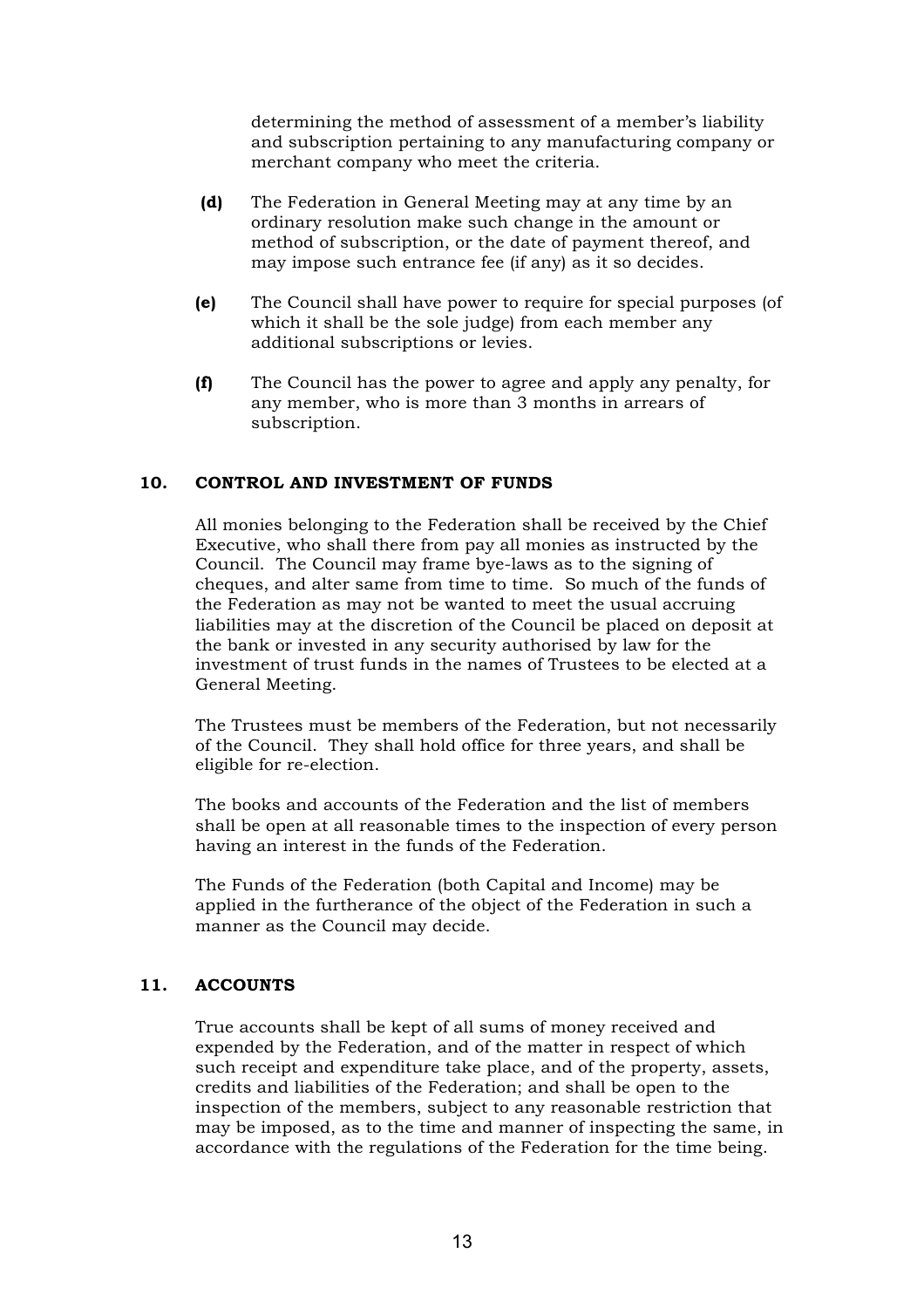determining the method of assessment of a member's liability and subscription pertaining to any manufacturing company or merchant company who meet the criteria.

**(d)** The Federation in General Meeting may at any time by an ordinary resolution make such change in the amount or method of subscription, or the date of payment thereof, and may impose such entrance fee (if any) as it so decides.

**(e)** The Council shall have power to require for special purposes (of which it shall be the sole judge) from each member any additional subscriptions or levies.

**(f)** The Council has the power to agree and apply any penalty, for any member, who is more than 3 months in arrears of subscription.

## 10. CONTROL AND INVESTMENT OF FUNDS

All monies belonging to the Federation shall be received by the Chief Executive, who shall there from pay all monies as instructed by the Council. The Council may frame bye-laws as to the signing of cheques, and alter same from time to time. So much of the funds of the Federation as may not be wanted to meet the usual accruing liabilities may at the discretion of the Council be placed on deposit at the bank or invested in any security authorised by law for the investment of trust funds in the names of Trustees to be elected at a General Meeting.

The Trustees must be members of the Federation, but not necessarily of the Council. They shall hold office for three years, and shall be eligible for re-election.

The books and accounts of the Federation and the list of members shall be open at all reasonable times to the inspection of every person having an interest in the funds of the Federation.

The Funds of the Federation (both Capital and Income) may be applied in the furtherance of the object of the Federation in such a manner as the Council may decide.

## 11. ACCOUNTS

True accounts shall be kept of all sums of money received and expended by the Federation, and of the matter in respect of which such receipt and expenditure take place, and of the property, assets, credits and liabilities of the Federation; and shall be open to the inspection of the members, subject to any reasonable restriction that may be imposed, as to the time and manner of inspecting the same, in accordance with the regulations of the Federation for the time being.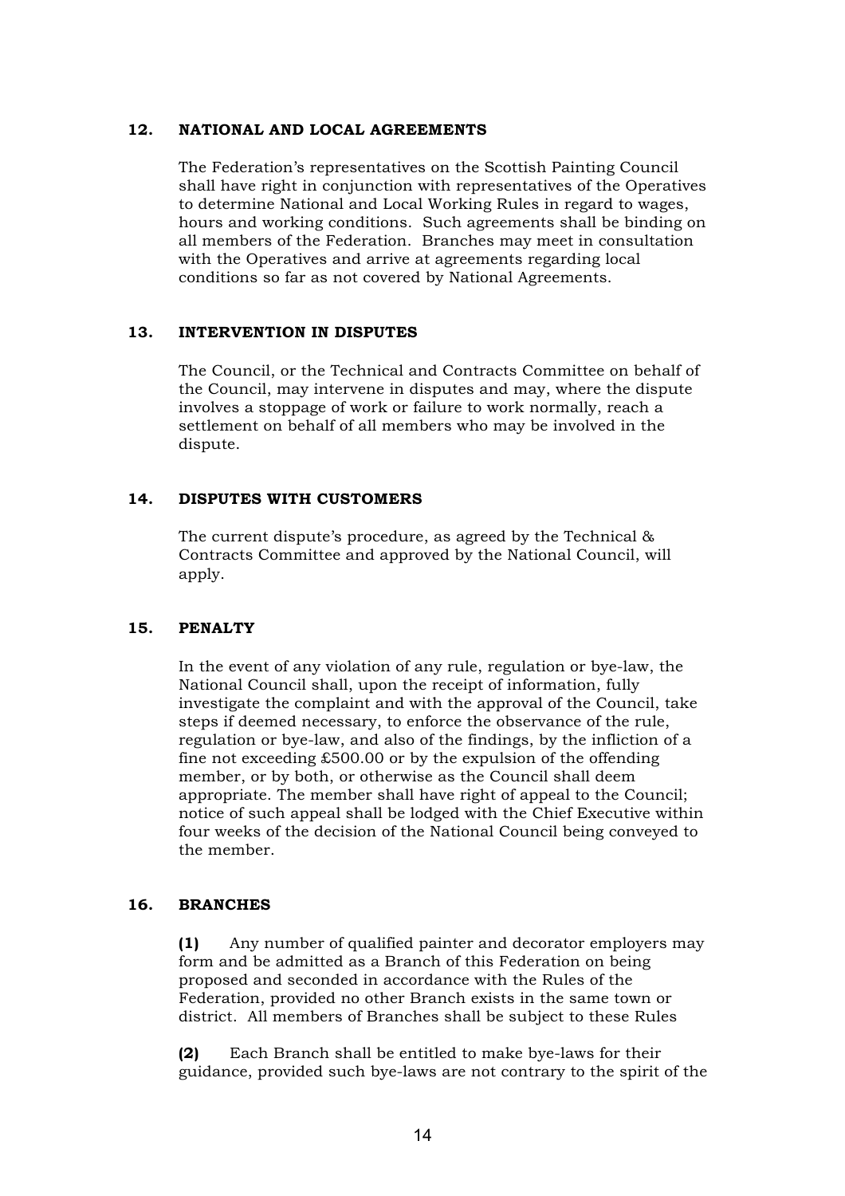## 12. NATIONAL AND LOCAL AGREEMENTS

The Federation's representatives on the Scottish Painting Council shall have right in conjunction with representatives of the Operatives to determine National and Local Working Rules in regard to wages, hours and working conditions. Such agreements shall be binding on all members of the Federation. Branches may meet in consultation with the Operatives and arrive at agreements regarding local conditions so far as not covered by National Agreements.

## 13. INTERVENTION IN DISPUTES

The Council, or the Technical and Contracts Committee on behalf of the Council, may intervene in disputes and may, where the dispute involves a stoppage of work or failure to work normally, reach a settlement on behalf of all members who may be involved in the dispute.

## 14. DISPUTES WITH CUSTOMERS

The current dispute's procedure, as agreed by the Technical & Contracts Committee and approved by the National Council, will apply.

## 15. PENALTY

In the event of any violation of any rule, regulation or bye-law, the National Council shall, upon the receipt of information, fully investigate the complaint and with the approval of the Council, take steps if deemed necessary, to enforce the observance of the rule, regulation or bye-law, and also of the findings, by the infliction of a fine not exceeding £500.00 or by the expulsion of the offending member, or by both, or otherwise as the Council shall deem appropriate. The member shall have right of appeal to the Council; notice of such appeal shall be lodged with the Chief Executive within four weeks of the decision of the National Council being conveyed to the member.

## 16. BRANCHES

**(1)** Any number of qualified painter and decorator employers may form and be admitted as a Branch of this Federation on being proposed and seconded in accordance with the Rules of the Federation, provided no other Branch exists in the same town or district. All members of Branches shall be subject to these Rules

**(2)** Each Branch shall be entitled to make bye-laws for their guidance, provided such bye-laws are not contrary to the spirit of the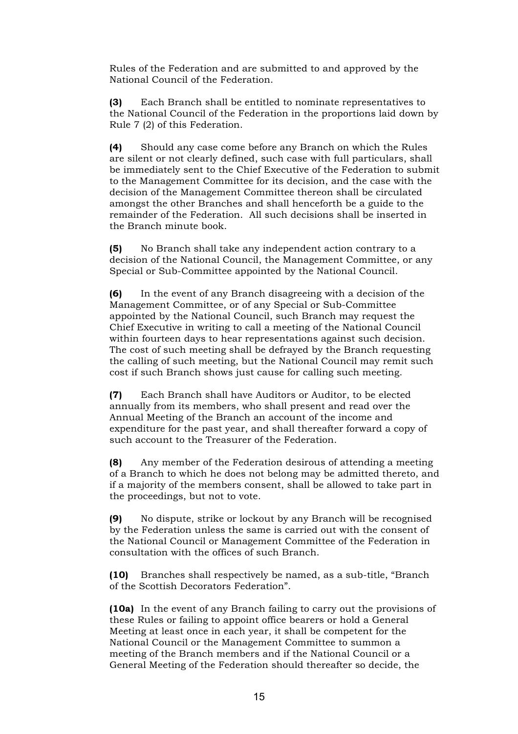Rules of the Federation and are submitted to and approved by the National Council of the Federation.

**(3)** Each Branch shall be entitled to nominate representatives to the National Council of the Federation in the proportions laid down by Rule 7 (2) of this Federation.

**(4)** Should any case come before any Branch on which the Rules are silent or not clearly defined, such case with full particulars, shall be immediately sent to the Chief Executive of the Federation to submit to the Management Committee for its decision, and the case with the decision of the Management Committee thereon shall be circulated amongst the other Branches and shall henceforth be a guide to the remainder of the Federation. All such decisions shall be inserted in the Branch minute book.

**(5)** No Branch shall take any independent action contrary to a decision of the National Council, the Management Committee, or any Special or Sub-Committee appointed by the National Council.

**(6)** In the event of any Branch disagreeing with a decision of the Management Committee, or of any Special or Sub-Committee appointed by the National Council, such Branch may request the Chief Executive in writing to call a meeting of the National Council within fourteen days to hear representations against such decision. The cost of such meeting shall be defrayed by the Branch requesting the calling of such meeting, but the National Council may remit such cost if such Branch shows just cause for calling such meeting.

**(7)** Each Branch shall have Auditors or Auditor, to be elected annually from its members, who shall present and read over the Annual Meeting of the Branch an account of the income and expenditure for the past year, and shall thereafter forward a copy of such account to the Treasurer of the Federation.

**(8)** Any member of the Federation desirous of attending a meeting of a Branch to which he does not belong may be admitted thereto, and if a majority of the members consent, shall be allowed to take part in the proceedings, but not to vote.

**(9)** No dispute, strike or lockout by any Branch will be recognised by the Federation unless the same is carried out with the consent of the National Council or Management Committee of the Federation in consultation with the offices of such Branch.

**(10)** Branches shall respectively be named, as a sub-title, "Branch of the Scottish Decorators Federation".

**(10a)** In the event of any Branch failing to carry out the provisions of these Rules or failing to appoint office bearers or hold a General Meeting at least once in each year, it shall be competent for the National Council or the Management Committee to summon a meeting of the Branch members and if the National Council or a General Meeting of the Federation should thereafter so decide, the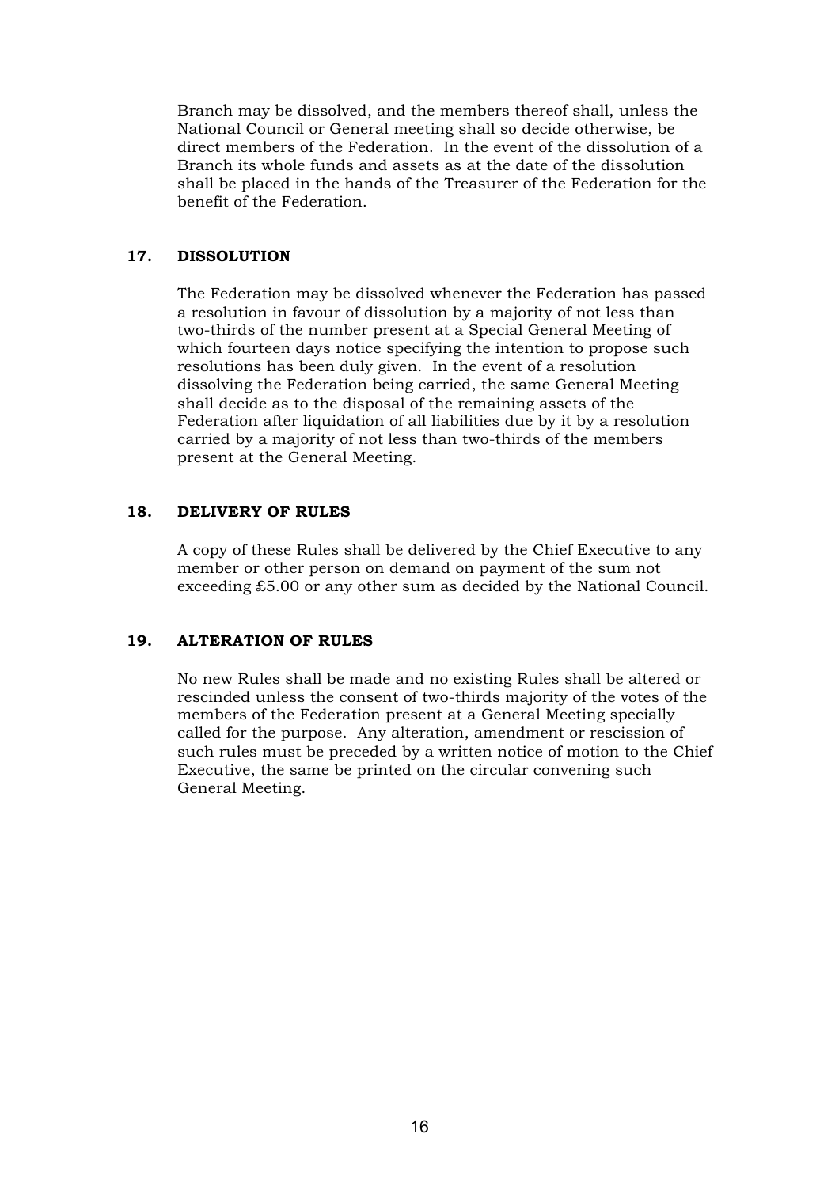Branch may be dissolved, and the members thereof shall, unless the National Council or General meeting shall so decide otherwise, be direct members of the Federation. In the event of the dissolution of a Branch its whole funds and assets as at the date of the dissolution shall be placed in the hands of the Treasurer of the Federation for the benefit of the Federation.

## 17. DISSOLUTION

The Federation may be dissolved whenever the Federation has passed a resolution in favour of dissolution by a majority of not less than two-thirds of the number present at a Special General Meeting of which fourteen days notice specifying the intention to propose such resolutions has been duly given. In the event of a resolution dissolving the Federation being carried, the same General Meeting shall decide as to the disposal of the remaining assets of the Federation after liquidation of all liabilities due by it by a resolution carried by a majority of not less than two-thirds of the members present at the General Meeting.

## 18. DELIVERY OF RULES

A copy of these Rules shall be delivered by the Chief Executive to any member or other person on demand on payment of the sum not exceeding £5.00 or any other sum as decided by the National Council.

## 19. ALTERATION OF RULES

No new Rules shall be made and no existing Rules shall be altered or rescinded unless the consent of two-thirds majority of the votes of the members of the Federation present at a General Meeting specially called for the purpose. Any alteration, amendment or rescission of such rules must be preceded by a written notice of motion to the Chief Executive, the same be printed on the circular convening such General Meeting.